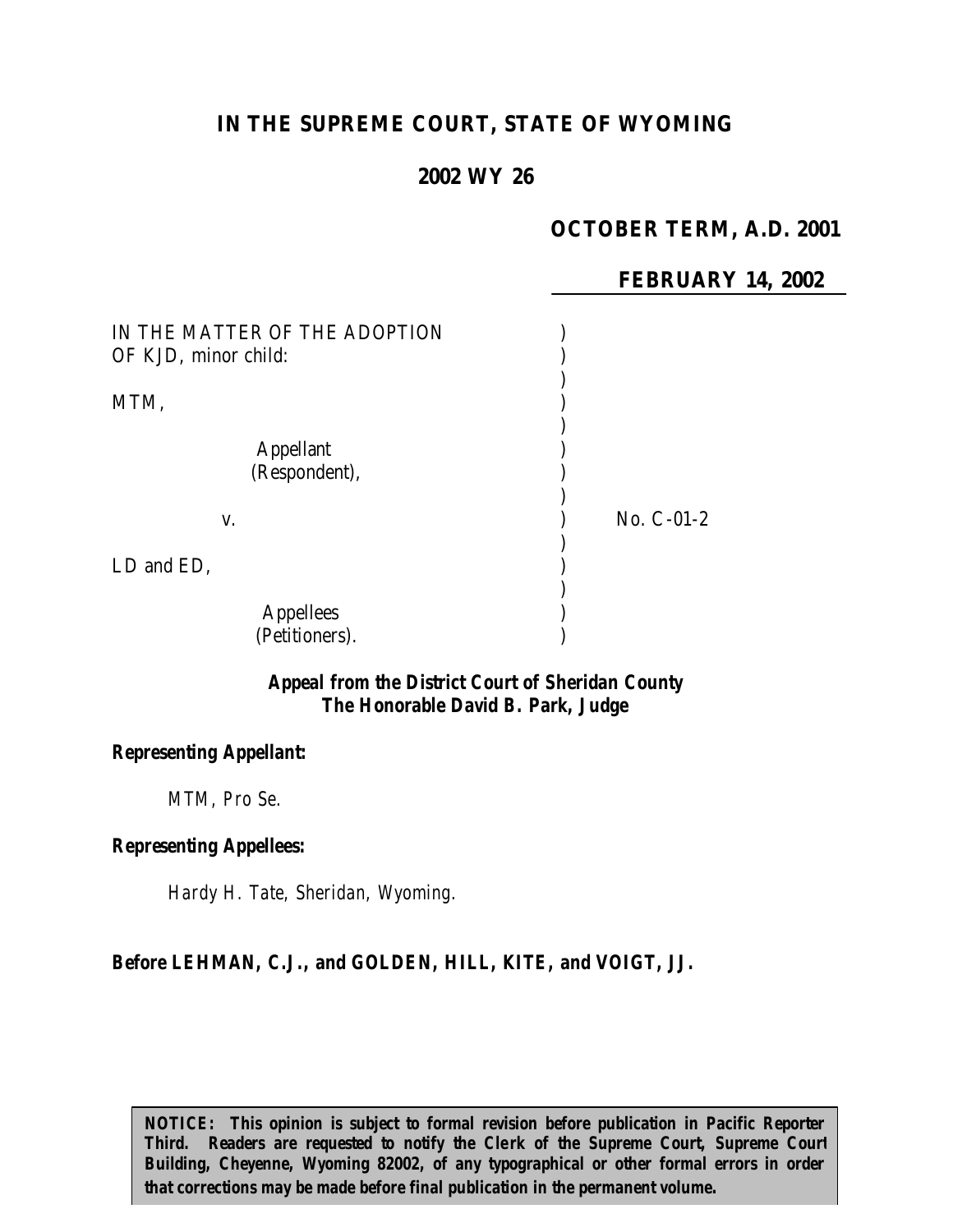# IN THE SUPREME COURT, STATE OF WYOMING

## 2002 WY 26

**OCTOBER TERM, A.D. 2001**

**FEBRUARY 14, 2002**

IN THE MATTER OF THE ADOPTION OF KJD, minor child:

MTM,

Appellant (Respondent),

v.

LD and ED,

Appellees (Petitioners).

No. C-01-2

**Appeal from the District Court of Sheridan County**
**The Honorable David B. Park, Judge**

**Representing Appellant:**

MTM, Pro Se.

**Representing Appellees:**

Hardy H. Tate, Sheridan, Wyoming.

**Before LEHMAN, C.J., and GOLDEN, HILL, KITE, and VOIGT, JJ.**

**NOTICE: This opinion is subject to formal revision before publication in Pacific Reporter Third. Readers are requested to notify the Clerk of the Supreme Court, Supreme Court Building, Cheyenne, Wyoming 82002, of any typographical or other formal errors in order that corrections may be made before final publication in the permanent volume.**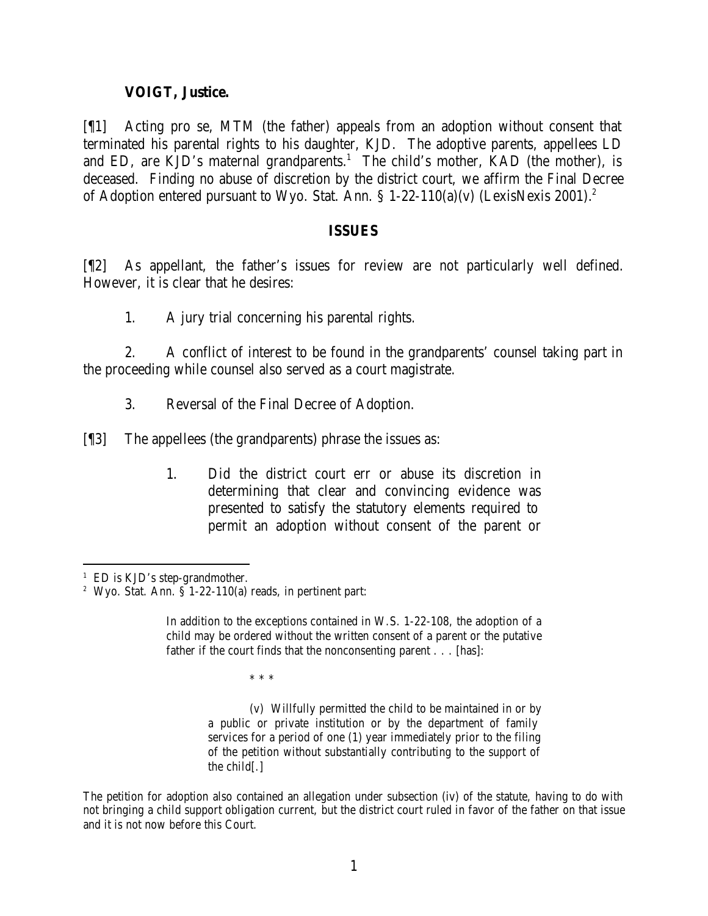**VOIGT, Justice.**

[¶1] Acting pro se, MTM (the father) appeals from an adoption without consent that terminated his parental rights to his daughter, KJD. The adoptive parents, appellees LD and ED, are KJD's maternal grandparents.[1] The child's mother, KAD (the mother), is deceased. Finding no abuse of discretion by the district court, we affirm the Final Decree of Adoption entered pursuant to Wyo. Stat. Ann. § 1-22-110(a)(v) (LexisNexis 2001).[2]

## ISSUES

[¶2] As appellant, the father's issues for review are not particularly well defined. However, it is clear that he desires:

1. A jury trial concerning his parental rights.

2. A conflict of interest to be found in the grandparents' counsel taking part in the proceeding while counsel also served as a court magistrate.

3. Reversal of the Final Decree of Adoption.

[¶3] The appellees (the grandparents) phrase the issues as:

> 1. Did the district court err or abuse its discretion in determining that clear and convincing evidence was presented to satisfy the statutory elements required to permit an adoption without consent of the parent or

---

[1] ED is KJD's step-grandmother.

[2] Wyo. Stat. Ann. § 1-22-110(a) reads, in pertinent part:

> In addition to the exceptions contained in W.S. 1-22-108, the adoption of a child may be ordered without the written consent of a parent or the putative father if the court finds that the nonconsenting parent . . . [has]:
>
> \* \* \*
>
> (v) Willfully permitted the child to be maintained in or by a public or private institution or by the department of family services for a period of one (1) year immediately prior to the filing of the petition without substantially contributing to the support of the child[.]

The petition for adoption also contained an allegation under subsection (iv) of the statute, having to do with not bringing a child support obligation current, but the district court ruled in favor of the father on that issue and it is not now before this Court.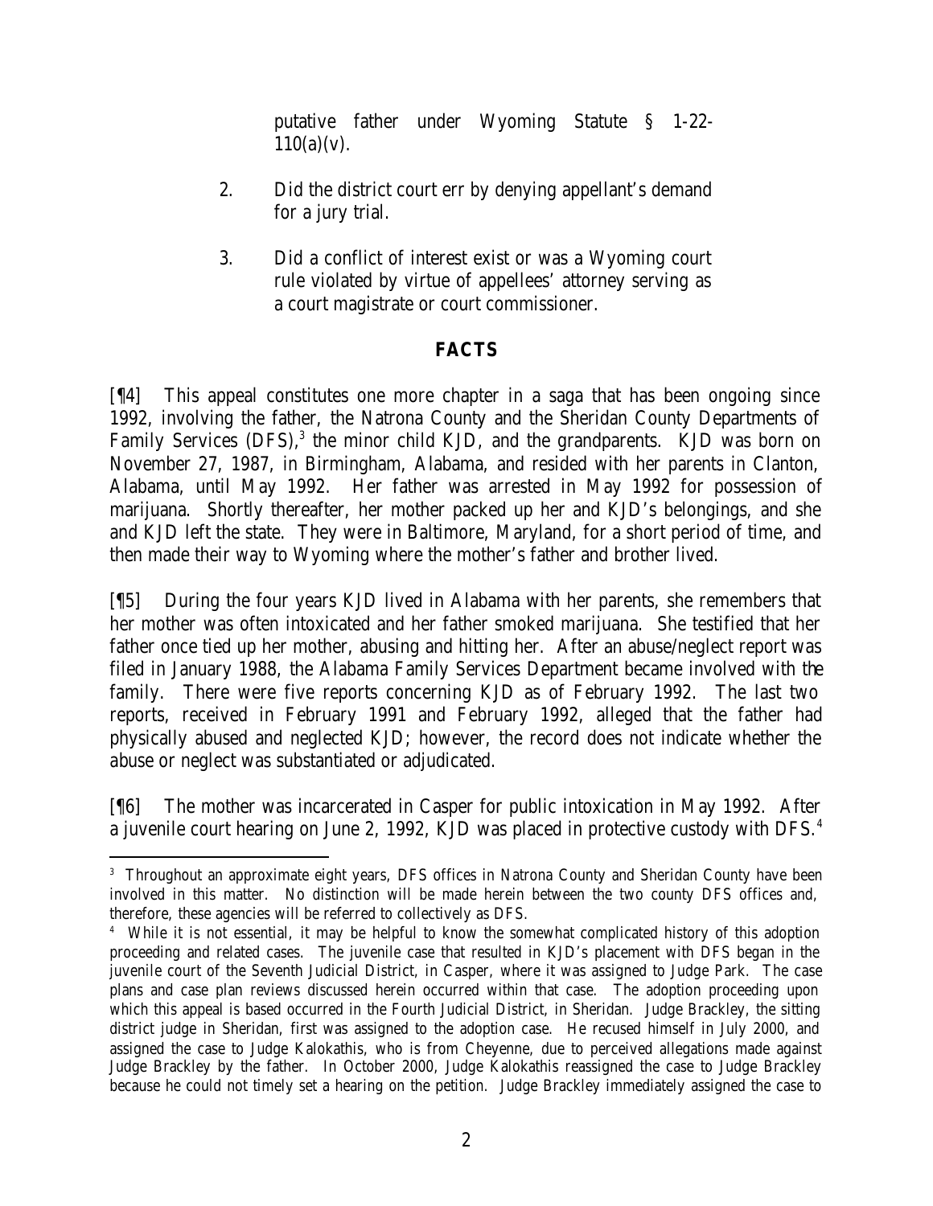putative father under Wyoming Statute § 1-22-110(a)(v).

2. Did the district court err by denying appellant's demand for a jury trial.

3. Did a conflict of interest exist or was a Wyoming court rule violated by virtue of appellees' attorney serving as a court magistrate or court commissioner.

## FACTS

[¶4] This appeal constitutes one more chapter in a saga that has been ongoing since 1992, involving the father, the Natrona County and the Sheridan County Departments of Family Services (DFS),[3] the minor child KJD, and the grandparents. KJD was born on November 27, 1987, in Birmingham, Alabama, and resided with her parents in Clanton, Alabama, until May 1992. Her father was arrested in May 1992 for possession of marijuana. Shortly thereafter, her mother packed up her and KJD's belongings, and she and KJD left the state. They were in Baltimore, Maryland, for a short period of time, and then made their way to Wyoming where the mother's father and brother lived.

[¶5] During the four years KJD lived in Alabama with her parents, she remembers that her mother was often intoxicated and her father smoked marijuana. She testified that her father once tied up her mother, abusing and hitting her. After an abuse/neglect report was filed in January 1988, the Alabama Family Services Department became involved with the family. There were five reports concerning KJD as of February 1992. The last two reports, received in February 1991 and February 1992, alleged that the father had physically abused and neglected KJD; however, the record does not indicate whether the abuse or neglect was substantiated or adjudicated.

[¶6] The mother was incarcerated in Casper for public intoxication in May 1992. After a juvenile court hearing on June 2, 1992, KJD was placed in protective custody with DFS.[4]

---

[3] Throughout an approximate eight years, DFS offices in Natrona County and Sheridan County have been involved in this matter. No distinction will be made herein between the two county DFS offices and, therefore, these agencies will be referred to collectively as DFS.

[4] While it is not essential, it may be helpful to know the somewhat complicated history of this adoption proceeding and related cases. The juvenile case that resulted in KJD's placement with DFS began in the juvenile court of the Seventh Judicial District, in Casper, where it was assigned to Judge Park. The case plans and case plan reviews discussed herein occurred within that case. The adoption proceeding upon which this appeal is based occurred in the Fourth Judicial District, in Sheridan. Judge Brackley, the sitting district judge in Sheridan, first was assigned to the adoption case. He recused himself in July 2000, and assigned the case to Judge Kalokathis, who is from Cheyenne, due to perceived allegations made against Judge Brackley by the father. In October 2000, Judge Kalokathis reassigned the case to Judge Brackley because he could not timely set a hearing on the petition. Judge Brackley immediately assigned the case to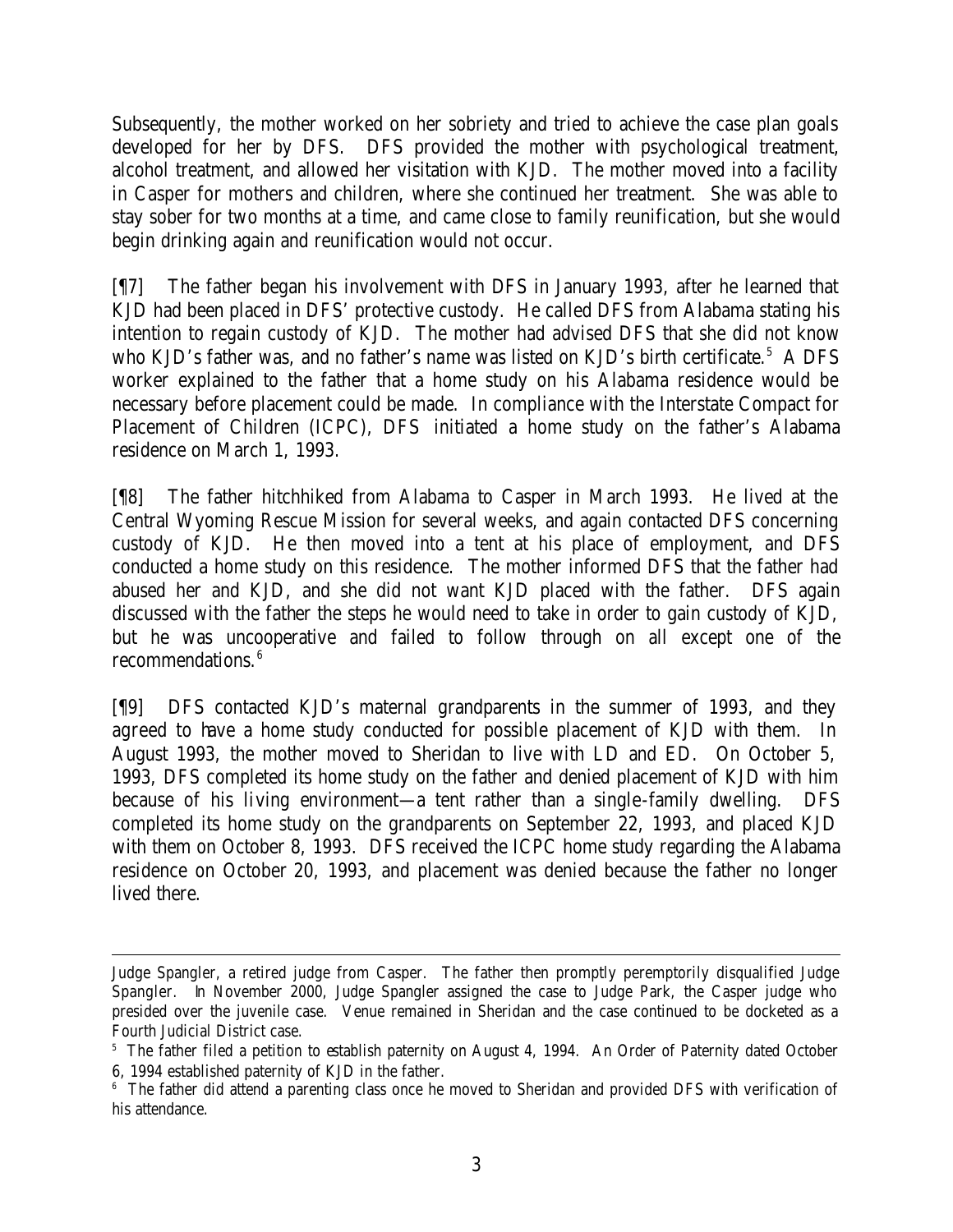Subsequently, the mother worked on her sobriety and tried to achieve the case plan goals developed for her by DFS. DFS provided the mother with psychological treatment, alcohol treatment, and allowed her visitation with KJD. The mother moved into a facility in Casper for mothers and children, where she continued her treatment. She was able to stay sober for two months at a time, and came close to family reunification, but she would begin drinking again and reunification would not occur.

[¶7] The father began his involvement with DFS in January 1993, after he learned that KJD had been placed in DFS' protective custody. He called DFS from Alabama stating his intention to regain custody of KJD. The mother had advised DFS that she did not know who KJD's father was, and no father's name was listed on KJD's birth certificate.[5] A DFS worker explained to the father that a home study on his Alabama residence would be necessary before placement could be made. In compliance with the Interstate Compact for Placement of Children (ICPC), DFS initiated a home study on the father's Alabama residence on March 1, 1993.

[¶8] The father hitchhiked from Alabama to Casper in March 1993. He lived at the Central Wyoming Rescue Mission for several weeks, and again contacted DFS concerning custody of KJD. He then moved into a tent at his place of employment, and DFS conducted a home study on this residence. The mother informed DFS that the father had abused her and KJD, and she did not want KJD placed with the father. DFS again discussed with the father the steps he would need to take in order to gain custody of KJD, but he was uncooperative and failed to follow through on all except one of the recommendations.[6]

[¶9] DFS contacted KJD's maternal grandparents in the summer of 1993, and they agreed to have a home study conducted for possible placement of KJD with them. In August 1993, the mother moved to Sheridan to live with LD and ED. On October 5, 1993, DFS completed its home study on the father and denied placement of KJD with him because of his living environment—a tent rather than a single-family dwelling. DFS completed its home study on the grandparents on September 22, 1993, and placed KJD with them on October 8, 1993. DFS received the ICPC home study regarding the Alabama residence on October 20, 1993, and placement was denied because the father no longer lived there.

---

Judge Spangler, a retired judge from Casper. The father then promptly peremptorily disqualified Judge Spangler. In November 2000, Judge Spangler assigned the case to Judge Park, the Casper judge who presided over the juvenile case. Venue remained in Sheridan and the case continued to be docketed as a Fourth Judicial District case.

[5] The father filed a petition to establish paternity on August 4, 1994. An Order of Paternity dated October 6, 1994 established paternity of KJD in the father.

[6] The father did attend a parenting class once he moved to Sheridan and provided DFS with verification of his attendance.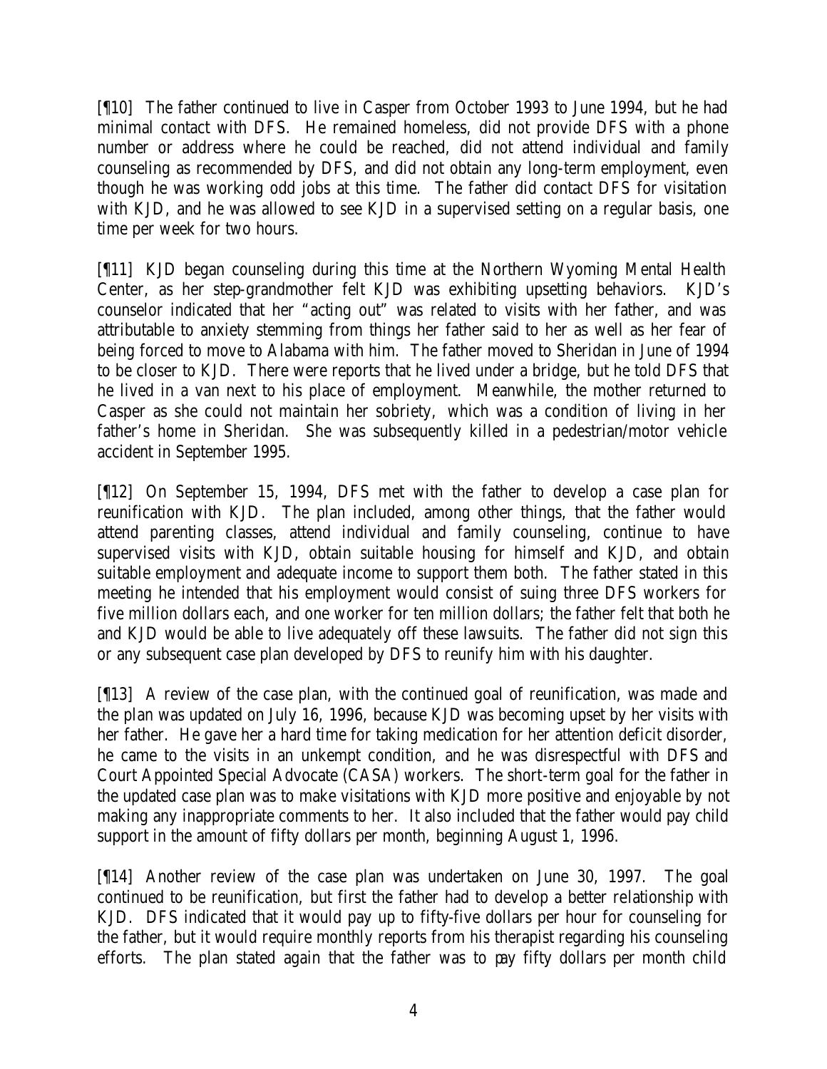[¶10] The father continued to live in Casper from October 1993 to June 1994, but he had minimal contact with DFS. He remained homeless, did not provide DFS with a phone number or address where he could be reached, did not attend individual and family counseling as recommended by DFS, and did not obtain any long-term employment, even though he was working odd jobs at this time. The father did contact DFS for visitation with KJD, and he was allowed to see KJD in a supervised setting on a regular basis, one time per week for two hours.

[¶11] KJD began counseling during this time at the Northern Wyoming Mental Health Center, as her step-grandmother felt KJD was exhibiting upsetting behaviors. KJD's counselor indicated that her "acting out" was related to visits with her father, and was attributable to anxiety stemming from things her father said to her as well as her fear of being forced to move to Alabama with him. The father moved to Sheridan in June of 1994 to be closer to KJD. There were reports that he lived under a bridge, but he told DFS that he lived in a van next to his place of employment. Meanwhile, the mother returned to Casper as she could not maintain her sobriety, which was a condition of living in her father's home in Sheridan. She was subsequently killed in a pedestrian/motor vehicle accident in September 1995.

[¶12] On September 15, 1994, DFS met with the father to develop a case plan for reunification with KJD. The plan included, among other things, that the father would attend parenting classes, attend individual and family counseling, continue to have supervised visits with KJD, obtain suitable housing for himself and KJD, and obtain suitable employment and adequate income to support them both. The father stated in this meeting he intended that his employment would consist of suing three DFS workers for five million dollars each, and one worker for ten million dollars; the father felt that both he and KJD would be able to live adequately off these lawsuits. The father did not sign this or any subsequent case plan developed by DFS to reunify him with his daughter.

[¶13] A review of the case plan, with the continued goal of reunification, was made and the plan was updated on July 16, 1996, because KJD was becoming upset by her visits with her father. He gave her a hard time for taking medication for her attention deficit disorder, he came to the visits in an unkempt condition, and he was disrespectful with DFS and Court Appointed Special Advocate (CASA) workers. The short-term goal for the father in the updated case plan was to make visitations with KJD more positive and enjoyable by not making any inappropriate comments to her. It also included that the father would pay child support in the amount of fifty dollars per month, beginning August 1, 1996.

[¶14] Another review of the case plan was undertaken on June 30, 1997. The goal continued to be reunification, but first the father had to develop a better relationship with KJD. DFS indicated that it would pay up to fifty-five dollars per hour for counseling for the father, but it would require monthly reports from his therapist regarding his counseling efforts. The plan stated again that the father was to pay fifty dollars per month child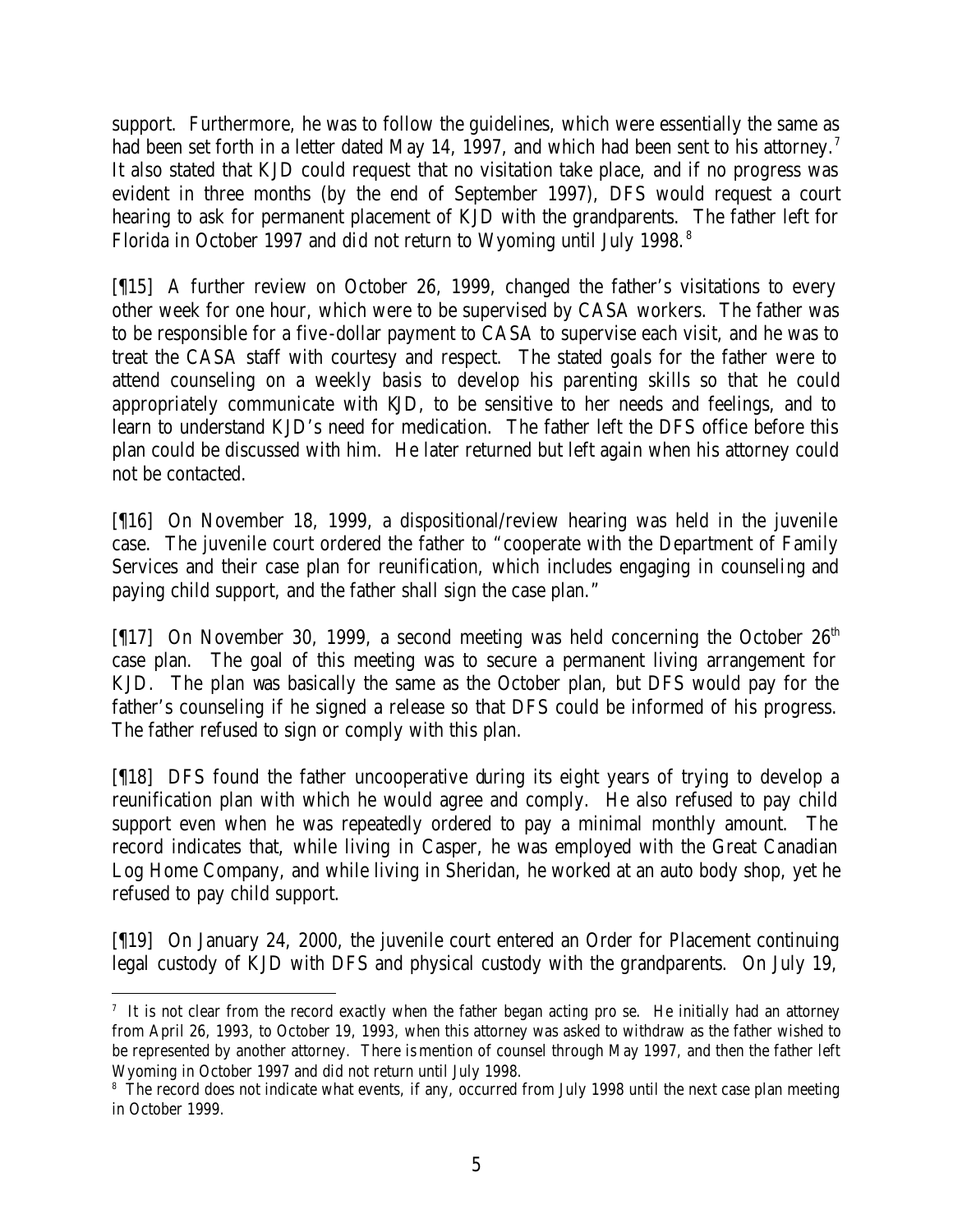support. Furthermore, he was to follow the guidelines, which were essentially the same as had been set forth in a letter dated May 14, 1997, and which had been sent to his attorney.[7] It also stated that KJD could request that no visitation take place, and if no progress was evident in three months (by the end of September 1997), DFS would request a court hearing to ask for permanent placement of KJD with the grandparents. The father left for Florida in October 1997 and did not return to Wyoming until July 1998.[8]

[¶15] A further review on October 26, 1999, changed the father's visitations to every other week for one hour, which were to be supervised by CASA workers. The father was to be responsible for a five-dollar payment to CASA to supervise each visit, and he was to treat the CASA staff with courtesy and respect. The stated goals for the father were to attend counseling on a weekly basis to develop his parenting skills so that he could appropriately communicate with KJD, to be sensitive to her needs and feelings, and to learn to understand KJD's need for medication. The father left the DFS office before this plan could be discussed with him. He later returned but left again when his attorney could not be contacted.

[¶16] On November 18, 1999, a dispositional/review hearing was held in the juvenile case. The juvenile court ordered the father to "cooperate with the Department of Family Services and their case plan for reunification, which includes engaging in counseling and paying child support, and the father shall sign the case plan."

[¶17] On November 30, 1999, a second meeting was held concerning the October 26th case plan. The goal of this meeting was to secure a permanent living arrangement for KJD. The plan was basically the same as the October plan, but DFS would pay for the father's counseling if he signed a release so that DFS could be informed of his progress. The father refused to sign or comply with this plan.

[¶18] DFS found the father uncooperative during its eight years of trying to develop a reunification plan with which he would agree and comply. He also refused to pay child support even when he was repeatedly ordered to pay a minimal monthly amount. The record indicates that, while living in Casper, he was employed with the Great Canadian Log Home Company, and while living in Sheridan, he worked at an auto body shop, yet he refused to pay child support.

[¶19] On January 24, 2000, the juvenile court entered an Order for Placement continuing legal custody of KJD with DFS and physical custody with the grandparents. On July 19,

---

[7] It is not clear from the record exactly when the father began acting pro se. He initially had an attorney from April 26, 1993, to October 19, 1993, when this attorney was asked to withdraw as the father wished to be represented by another attorney. There is mention of counsel through May 1997, and then the father left Wyoming in October 1997 and did not return until July 1998.

[8] The record does not indicate what events, if any, occurred from July 1998 until the next case plan meeting in October 1999.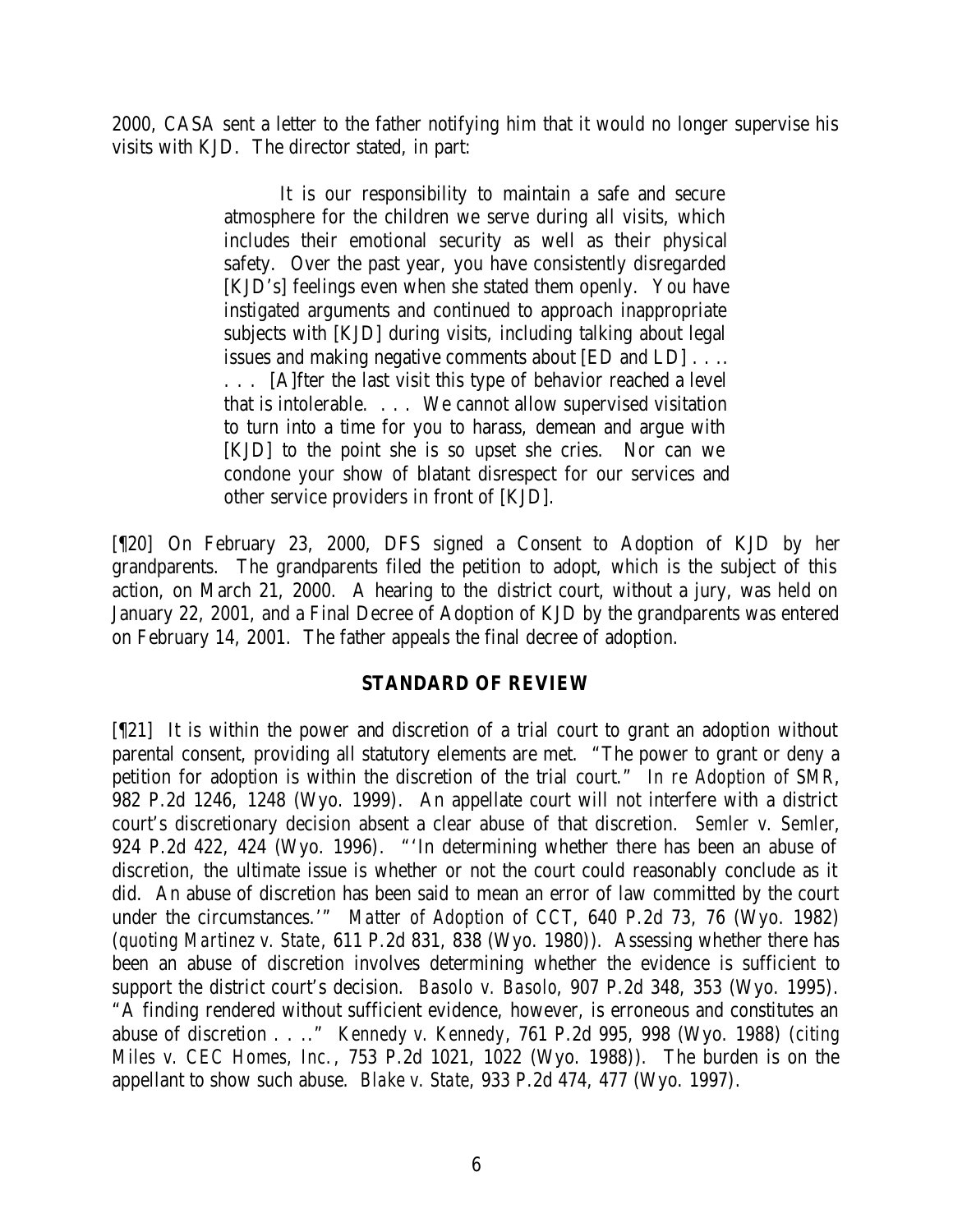2000, CASA sent a letter to the father notifying him that it would no longer supervise his visits with KJD. The director stated, in part:

> It is our responsibility to maintain a safe and secure atmosphere for the children we serve during all visits, which includes their emotional security as well as their physical safety. Over the past year, you have consistently disregarded [KJD's] feelings even when she stated them openly. You have instigated arguments and continued to approach inappropriate subjects with [KJD] during visits, including talking about legal issues and making negative comments about [ED and LD] . . .. . . . [A]fter the last visit this type of behavior reached a level that is intolerable. . . . We cannot allow supervised visitation to turn into a time for you to harass, demean and argue with [KJD] to the point she is so upset she cries. Nor can we condone your show of blatant disrespect for our services and other service providers in front of [KJD].

[¶20] On February 23, 2000, DFS signed a Consent to Adoption of KJD by her grandparents. The grandparents filed the petition to adopt, which is the subject of this action, on March 21, 2000. A hearing to the district court, without a jury, was held on January 22, 2001, and a Final Decree of Adoption of KJD by the grandparents was entered on February 14, 2001. The father appeals the final decree of adoption.

## STANDARD OF REVIEW

[¶21] It is within the power and discretion of a trial court to grant an adoption without parental consent, providing all statutory elements are met. "The power to grant or deny a petition for adoption is within the discretion of the trial court." *In re Adoption of SMR*, 982 P.2d 1246, 1248 (Wyo. 1999). An appellate court will not interfere with a district court's discretionary decision absent a clear abuse of that discretion. *Semler v. Semler*, 924 P.2d 422, 424 (Wyo. 1996). "'In determining whether there has been an abuse of discretion, the ultimate issue is whether or not the court could reasonably conclude as it did. An abuse of discretion has been said to mean an error of law committed by the court under the circumstances.'" *Matter of Adoption of CCT*, 640 P.2d 73, 76 (Wyo. 1982) (*quoting Martinez v. State*, 611 P.2d 831, 838 (Wyo. 1980)). Assessing whether there has been an abuse of discretion involves determining whether the evidence is sufficient to support the district court's decision. *Basolo v. Basolo*, 907 P.2d 348, 353 (Wyo. 1995). "A finding rendered without sufficient evidence, however, is erroneous and constitutes an abuse of discretion . . .." *Kennedy v. Kennedy*, 761 P.2d 995, 998 (Wyo. 1988) (*citing Miles v. CEC Homes, Inc.*, 753 P.2d 1021, 1022 (Wyo. 1988)). The burden is on the appellant to show such abuse. *Blake v. State*, 933 P.2d 474, 477 (Wyo. 1997).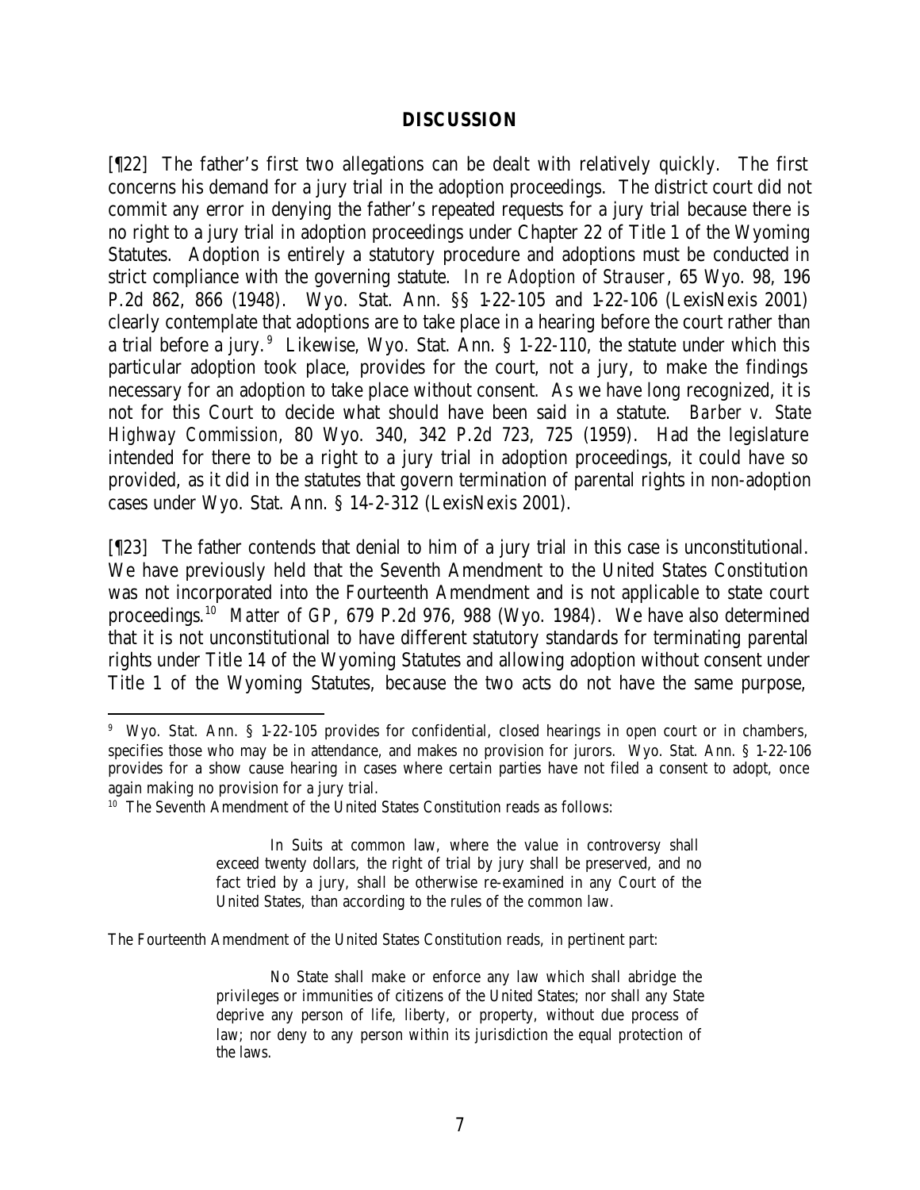## DISCUSSION

[¶22] The father's first two allegations can be dealt with relatively quickly. The first concerns his demand for a jury trial in the adoption proceedings. The district court did not commit any error in denying the father's repeated requests for a jury trial because there is no right to a jury trial in adoption proceedings under Chapter 22 of Title 1 of the Wyoming Statutes. Adoption is entirely a statutory procedure and adoptions must be conducted in strict compliance with the governing statute. *In re Adoption of Strauser*, 65 Wyo. 98, 196 P.2d 862, 866 (1948). Wyo. Stat. Ann. §§ 1-22-105 and 1-22-106 (LexisNexis 2001) clearly contemplate that adoptions are to take place in a hearing before the court rather than a trial before a jury.[9] Likewise, Wyo. Stat. Ann. § 1-22-110, the statute under which this particular adoption took place, provides for the court, not a jury, to make the findings necessary for an adoption to take place without consent. As we have long recognized, it is not for this Court to decide what should have been said in a statute. *Barber v. State Highway Commission*, 80 Wyo. 340, 342 P.2d 723, 725 (1959). Had the legislature intended for there to be a right to a jury trial in adoption proceedings, it could have so provided, as it did in the statutes that govern termination of parental rights in non-adoption cases under Wyo. Stat. Ann. § 14-2-312 (LexisNexis 2001).

[¶23] The father contends that denial to him of a jury trial in this case is unconstitutional. We have previously held that the Seventh Amendment to the United States Constitution was not incorporated into the Fourteenth Amendment and is not applicable to state court proceedings.[10] *Matter of GP*, 679 P.2d 976, 988 (Wyo. 1984). We have also determined that it is not unconstitutional to have different statutory standards for terminating parental rights under Title 14 of the Wyoming Statutes and allowing adoption without consent under Title 1 of the Wyoming Statutes, because the two acts do not have the same purpose,

---

[9] Wyo. Stat. Ann. § 1-22-105 provides for confidential, closed hearings in open court or in chambers, specifies those who may be in attendance, and makes no provision for jurors. Wyo. Stat. Ann. § 1-22-106 provides for a show cause hearing in cases where certain parties have not filed a consent to adopt, once again making no provision for a jury trial.

[10] The Seventh Amendment of the United States Constitution reads as follows:

> In Suits at common law, where the value in controversy shall exceed twenty dollars, the right of trial by jury shall be preserved, and no fact tried by a jury, shall be otherwise re-examined in any Court of the United States, than according to the rules of the common law.

The Fourteenth Amendment of the United States Constitution reads, in pertinent part:

> No State shall make or enforce any law which shall abridge the privileges or immunities of citizens of the United States; nor shall any State deprive any person of life, liberty, or property, without due process of law; nor deny to any person within its jurisdiction the equal protection of the laws.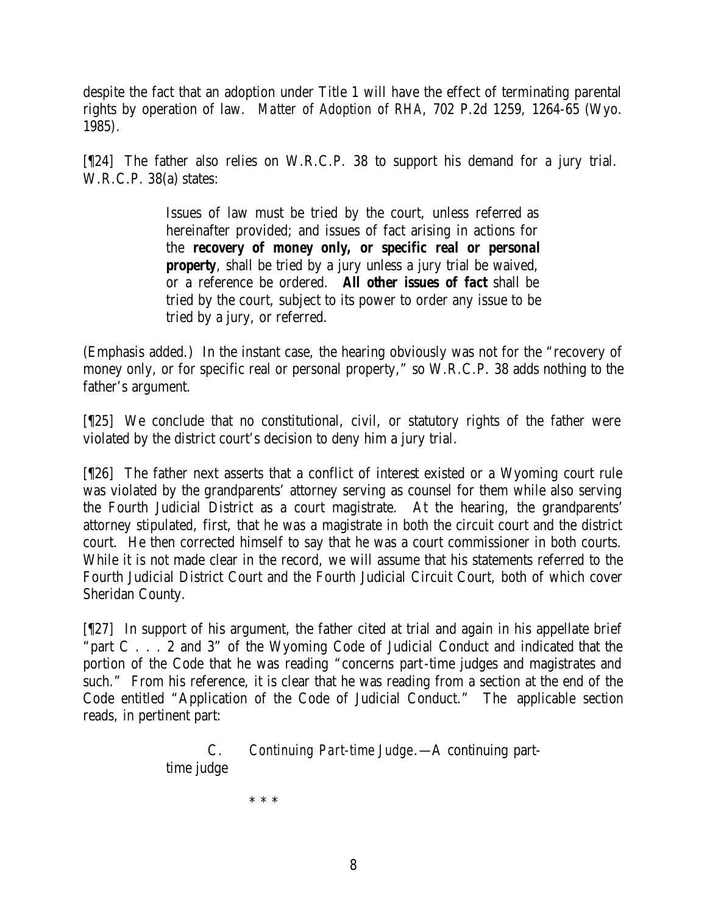despite the fact that an adoption under Title 1 will have the effect of terminating parental rights by operation of law. *Matter of Adoption of RHA*, 702 P.2d 1259, 1264-65 (Wyo. 1985).

[¶24] The father also relies on W.R.C.P. 38 to support his demand for a jury trial. W.R.C.P. 38(a) states:

> Issues of law must be tried by the court, unless referred as hereinafter provided; and issues of fact arising in actions for the **recovery of money only, or specific real or personal property**, shall be tried by a jury unless a jury trial be waived, or a reference be ordered. **All other issues of fact** shall be tried by the court, subject to its power to order any issue to be tried by a jury, or referred.

(Emphasis added.) In the instant case, the hearing obviously was not for the "recovery of money only, or for specific real or personal property," so W.R.C.P. 38 adds nothing to the father's argument.

[¶25] We conclude that no constitutional, civil, or statutory rights of the father were violated by the district court's decision to deny him a jury trial.

[¶26] The father next asserts that a conflict of interest existed or a Wyoming court rule was violated by the grandparents' attorney serving as counsel for them while also serving the Fourth Judicial District as a court magistrate. At the hearing, the grandparents' attorney stipulated, first, that he was a magistrate in both the circuit court and the district court. He then corrected himself to say that he was a court commissioner in both courts. While it is not made clear in the record, we will assume that his statements referred to the Fourth Judicial District Court and the Fourth Judicial Circuit Court, both of which cover Sheridan County.

[¶27] In support of his argument, the father cited at trial and again in his appellate brief "part C . . . 2 and 3" of the Wyoming Code of Judicial Conduct and indicated that the portion of the Code that he was reading "concerns part-time judges and magistrates and such." From his reference, it is clear that he was reading from a section at the end of the Code entitled "Application of the Code of Judicial Conduct." The applicable section reads, in pertinent part:

> C. *Continuing Part-time Judge*.—A continuing part-time judge
>
> \* \* \*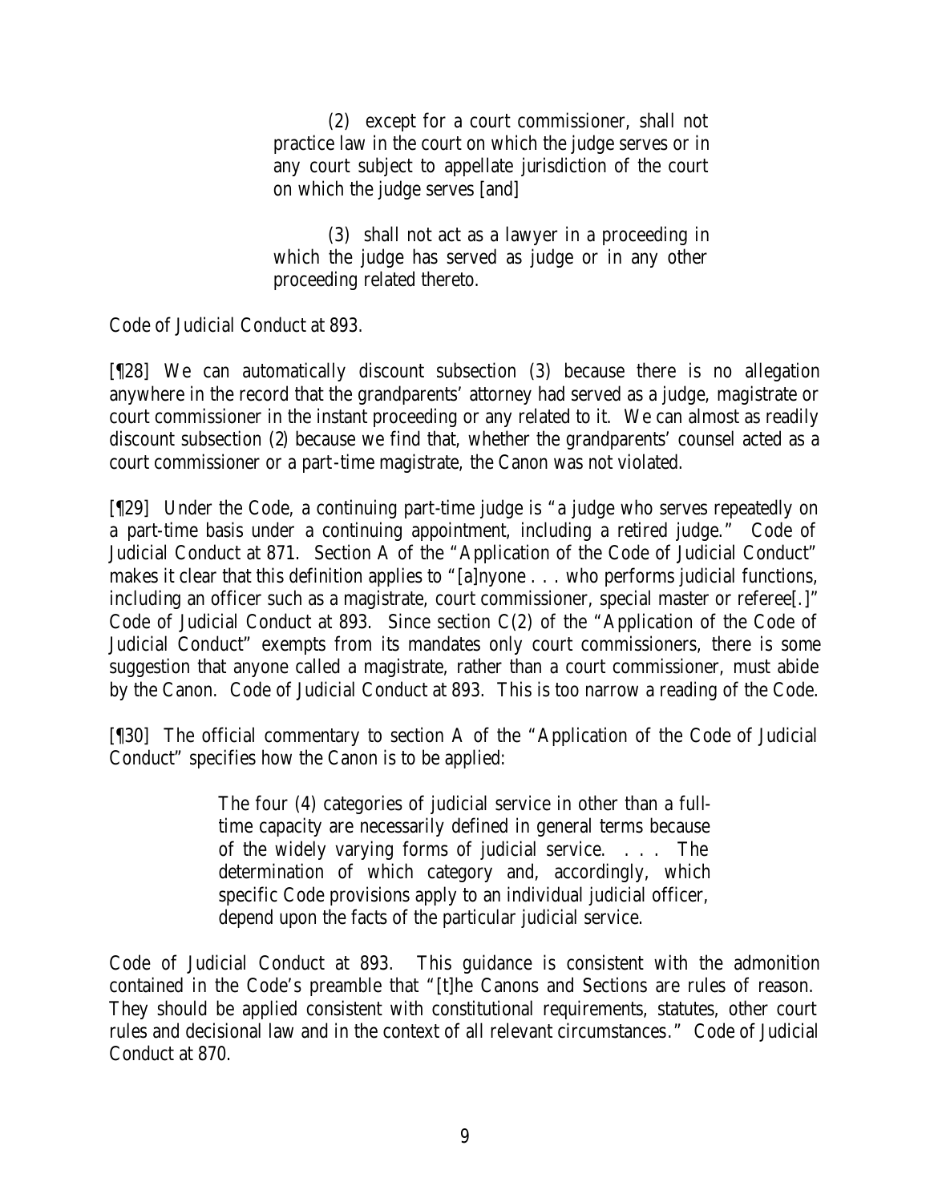> (2) except for a court commissioner, shall not practice law in the court on which the judge serves or in any court subject to appellate jurisdiction of the court on which the judge serves [and]
>
> (3) shall not act as a lawyer in a proceeding in which the judge has served as judge or in any other proceeding related thereto.

Code of Judicial Conduct at 893.

[¶28] We can automatically discount subsection (3) because there is no allegation anywhere in the record that the grandparents' attorney had served as a judge, magistrate or court commissioner in the instant proceeding or any related to it. We can almost as readily discount subsection (2) because we find that, whether the grandparents' counsel acted as a court commissioner or a part-time magistrate, the Canon was not violated.

[¶29] Under the Code, a continuing part-time judge is "a judge who serves repeatedly on a part-time basis under a continuing appointment, including a retired judge." Code of Judicial Conduct at 871. Section A of the "Application of the Code of Judicial Conduct" makes it clear that this definition applies to "[a]nyone . . . who performs judicial functions, including an officer such as a magistrate, court commissioner, special master or referee[.]" Code of Judicial Conduct at 893. Since section C(2) of the "Application of the Code of Judicial Conduct" exempts from its mandates only court commissioners, there is some suggestion that anyone called a magistrate, rather than a court commissioner, must abide by the Canon. Code of Judicial Conduct at 893. This is too narrow a reading of the Code.

[¶30] The official commentary to section A of the "Application of the Code of Judicial Conduct" specifies how the Canon is to be applied:

> The four (4) categories of judicial service in other than a full-time capacity are necessarily defined in general terms because of the widely varying forms of judicial service. . . . The determination of which category and, accordingly, which specific Code provisions apply to an individual judicial officer, depend upon the facts of the particular judicial service.

Code of Judicial Conduct at 893. This guidance is consistent with the admonition contained in the Code's preamble that "[t]he Canons and Sections are rules of reason. They should be applied consistent with constitutional requirements, statutes, other court rules and decisional law and in the context of all relevant circumstances." Code of Judicial Conduct at 870.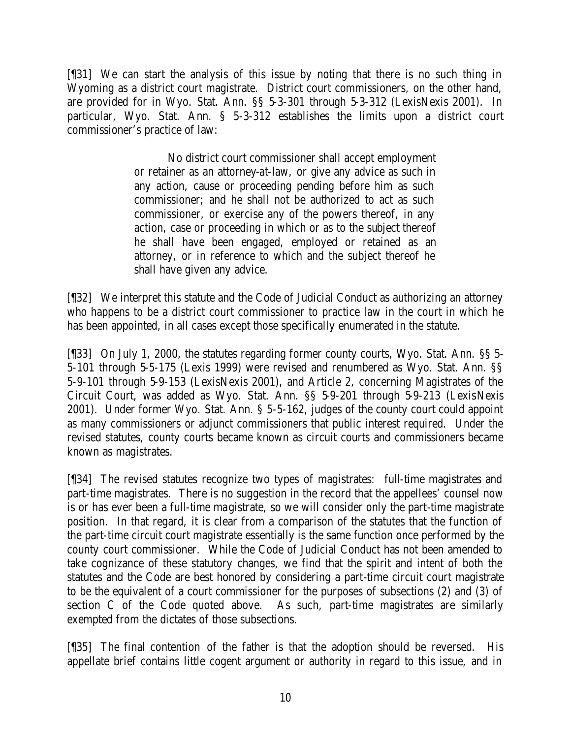[¶31] We can start the analysis of this issue by noting that there is no such thing in Wyoming as a district court magistrate. District court commissioners, on the other hand, are provided for in Wyo. Stat. Ann. §§ 5-3-301 through 5-3-312 (LexisNexis 2001). In particular, Wyo. Stat. Ann. § 5-3-312 establishes the limits upon a district court commissioner's practice of law:

> No district court commissioner shall accept employment or retainer as an attorney-at-law, or give any advice as such in any action, cause or proceeding pending before him as such commissioner; and he shall not be authorized to act as such commissioner, or exercise any of the powers thereof, in any action, case or proceeding in which or as to the subject thereof he shall have been engaged, employed or retained as an attorney, or in reference to which and the subject thereof he shall have given any advice.

[¶32] We interpret this statute and the Code of Judicial Conduct as authorizing an attorney who happens to be a district court commissioner to practice law in the court in which he has been appointed, in all cases except those specifically enumerated in the statute.

[¶33] On July 1, 2000, the statutes regarding former county courts, Wyo. Stat. Ann. §§ 5-5-101 through 5-5-175 (Lexis 1999) were revised and renumbered as Wyo. Stat. Ann. §§ 5-9-101 through 5-9-153 (LexisNexis 2001), and Article 2, concerning Magistrates of the Circuit Court, was added as Wyo. Stat. Ann. §§ 5-9-201 through 5-9-213 (LexisNexis 2001). Under former Wyo. Stat. Ann. § 5-5-162, judges of the county court could appoint as many commissioners or adjunct commissioners that public interest required. Under the revised statutes, county courts became known as circuit courts and commissioners became known as magistrates.

[¶34] The revised statutes recognize two types of magistrates: full-time magistrates and part-time magistrates. There is no suggestion in the record that the appellees' counsel now is or has ever been a full-time magistrate, so we will consider only the part-time magistrate position. In that regard, it is clear from a comparison of the statutes that the function of the part-time circuit court magistrate essentially is the same function once performed by the county court commissioner. While the Code of Judicial Conduct has not been amended to take cognizance of these statutory changes, we find that the spirit and intent of both the statutes and the Code are best honored by considering a part-time circuit court magistrate to be the equivalent of a court commissioner for the purposes of subsections (2) and (3) of section C of the Code quoted above. As such, part-time magistrates are similarly exempted from the dictates of those subsections.

[¶35] The final contention of the father is that the adoption should be reversed. His appellate brief contains little cogent argument or authority in regard to this issue, and in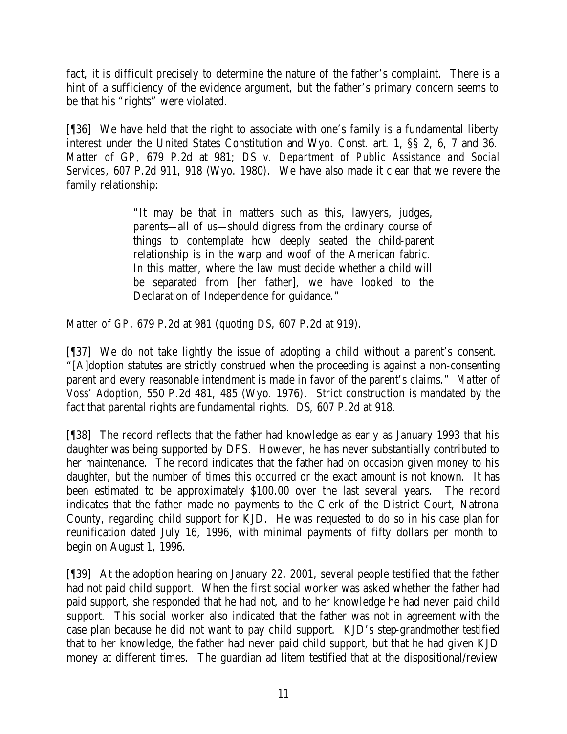fact, it is difficult precisely to determine the nature of the father's complaint. There is a hint of a sufficiency of the evidence argument, but the father's primary concern seems to be that his "rights" were violated.

[¶36] We have held that the right to associate with one's family is a fundamental liberty interest under the United States Constitution and Wyo. Const. art. 1, §§ 2, 6, 7 and 36. *Matter of GP*, 679 P.2d at 981; *DS v. Department of Public Assistance and Social Services*, 607 P.2d 911, 918 (Wyo. 1980). We have also made it clear that we revere the family relationship:

> "It may be that in matters such as this, lawyers, judges, parents—all of us—should digress from the ordinary course of things to contemplate how deeply seated the child-parent relationship is in the warp and woof of the American fabric. In this matter, where the law must decide whether a child will be separated from [her father], we have looked to the Declaration of Independence for guidance."

*Matter of GP*, 679 P.2d at 981 (*quoting DS*, 607 P.2d at 919).

[¶37] We do not take lightly the issue of adopting a child without a parent's consent. "[A]doption statutes are strictly construed when the proceeding is against a non-consenting parent and every reasonable intendment is made in favor of the parent's claims." *Matter of Voss' Adoption*, 550 P.2d 481, 485 (Wyo. 1976). Strict construction is mandated by the fact that parental rights are fundamental rights. *DS*, 607 P.2d at 918.

[¶38] The record reflects that the father had knowledge as early as January 1993 that his daughter was being supported by DFS. However, he has never substantially contributed to her maintenance. The record indicates that the father had on occasion given money to his daughter, but the number of times this occurred or the exact amount is not known. It has been estimated to be approximately $100.00 over the last several years. The record indicates that the father made no payments to the Clerk of the District Court, Natrona County, regarding child support for KJD. He was requested to do so in his case plan for reunification dated July 16, 1996, with minimal payments of fifty dollars per month to begin on August 1, 1996.

[¶39] At the adoption hearing on January 22, 2001, several people testified that the father had not paid child support. When the first social worker was asked whether the father had paid support, she responded that he had not, and to her knowledge he had never paid child support. This social worker also indicated that the father was not in agreement with the case plan because he did not want to pay child support. KJD's step-grandmother testified that to her knowledge, the father had never paid child support, but that he had given KJD money at different times. The guardian ad litem testified that at the dispositional/review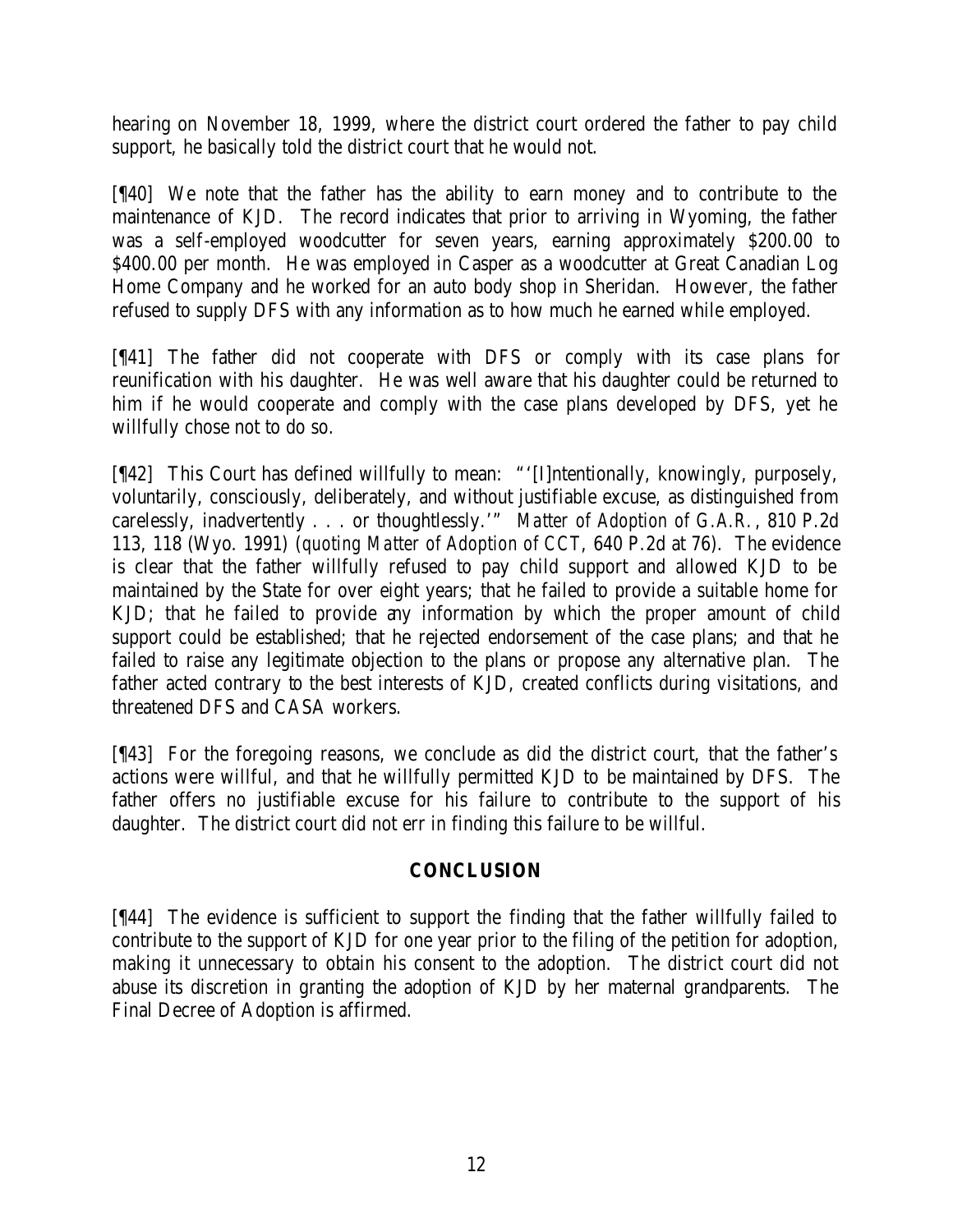hearing on November 18, 1999, where the district court ordered the father to pay child support, he basically told the district court that he would not.

[¶40] We note that the father has the ability to earn money and to contribute to the maintenance of KJD. The record indicates that prior to arriving in Wyoming, the father was a self-employed woodcutter for seven years, earning approximately $200.00 to $400.00 per month. He was employed in Casper as a woodcutter at Great Canadian Log Home Company and he worked for an auto body shop in Sheridan. However, the father refused to supply DFS with any information as to how much he earned while employed.

[¶41] The father did not cooperate with DFS or comply with its case plans for reunification with his daughter. He was well aware that his daughter could be returned to him if he would cooperate and comply with the case plans developed by DFS, yet he willfully chose not to do so.

[¶42] This Court has defined willfully to mean: "'[I]ntentionally, knowingly, purposely, voluntarily, consciously, deliberately, and without justifiable excuse, as distinguished from carelessly, inadvertently . . . or thoughtlessly.'" *Matter of Adoption of G.A.R.*, 810 P.2d 113, 118 (Wyo. 1991) (*quoting Matter of Adoption of CCT*, 640 P.2d at 76). The evidence is clear that the father willfully refused to pay child support and allowed KJD to be maintained by the State for over eight years; that he failed to provide a suitable home for KJD; that he failed to provide any information by which the proper amount of child support could be established; that he rejected endorsement of the case plans; and that he failed to raise any legitimate objection to the plans or propose any alternative plan. The father acted contrary to the best interests of KJD, created conflicts during visitations, and threatened DFS and CASA workers.

[¶43] For the foregoing reasons, we conclude as did the district court, that the father's actions were willful, and that he willfully permitted KJD to be maintained by DFS. The father offers no justifiable excuse for his failure to contribute to the support of his daughter. The district court did not err in finding this failure to be willful.

## CONCLUSION

[¶44] The evidence is sufficient to support the finding that the father willfully failed to contribute to the support of KJD for one year prior to the filing of the petition for adoption, making it unnecessary to obtain his consent to the adoption. The district court did not abuse its discretion in granting the adoption of KJD by her maternal grandparents. The Final Decree of Adoption is affirmed.